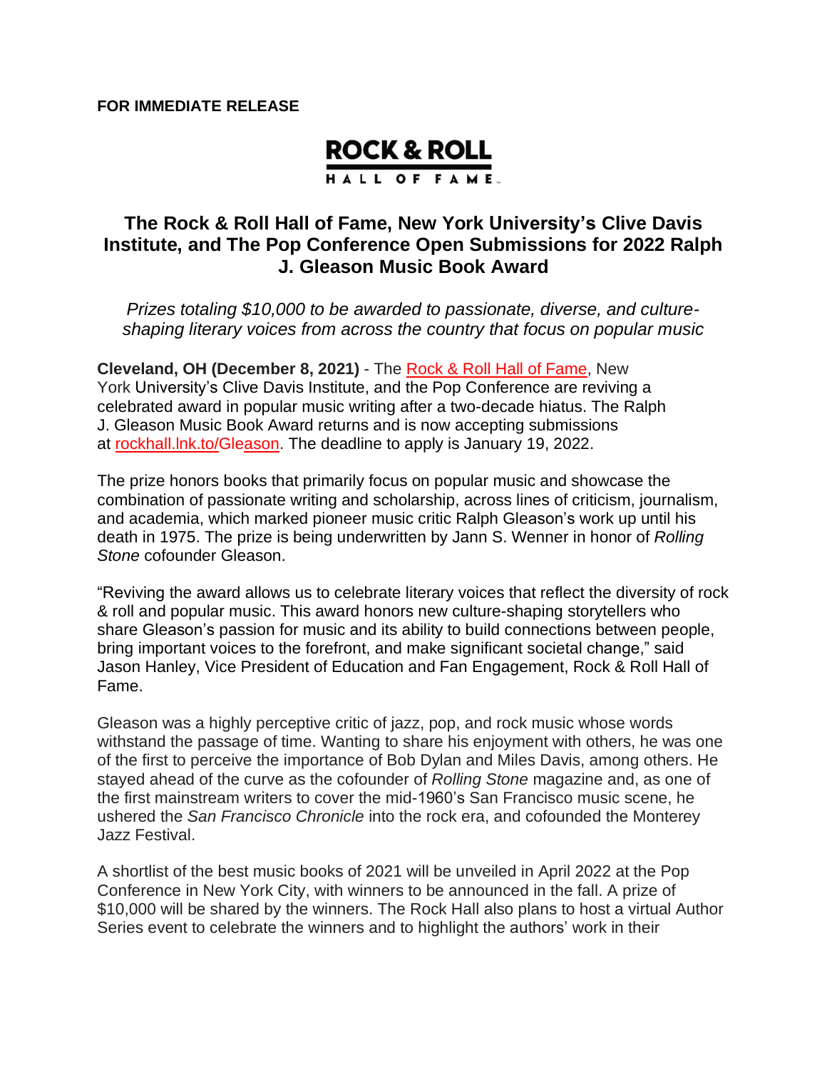**FOR IMMEDIATE RELEASE**

ROCK & ROLL
HALL OF FAME

# The Rock & Roll Hall of Fame, New York University's Clive Davis Institute, and The Pop Conference Open Submissions for 2022 Ralph J. Gleason Music Book Award

*Prizes totaling $10,000 to be awarded to passionate, diverse, and culture-shaping literary voices from across the country that focus on popular music*

**Cleveland, OH (December 8, 2021)** - The Rock & Roll Hall of Fame, New York University's Clive Davis Institute, and the Pop Conference are reviving a celebrated award in popular music writing after a two-decade hiatus. The Ralph J. Gleason Music Book Award returns and is now accepting submissions at rockhall.lnk.to/Gleason. The deadline to apply is January 19, 2022.

The prize honors books that primarily focus on popular music and showcase the combination of passionate writing and scholarship, across lines of criticism, journalism, and academia, which marked pioneer music critic Ralph Gleason's work up until his death in 1975. The prize is being underwritten by Jann S. Wenner in honor of *Rolling Stone* cofounder Gleason.

"Reviving the award allows us to celebrate literary voices that reflect the diversity of rock & roll and popular music. This award honors new culture-shaping storytellers who share Gleason's passion for music and its ability to build connections between people, bring important voices to the forefront, and make significant societal change," said Jason Hanley, Vice President of Education and Fan Engagement, Rock & Roll Hall of Fame.

Gleason was a highly perceptive critic of jazz, pop, and rock music whose words withstand the passage of time. Wanting to share his enjoyment with others, he was one of the first to perceive the importance of Bob Dylan and Miles Davis, among others. He stayed ahead of the curve as the cofounder of *Rolling Stone* magazine and, as one of the first mainstream writers to cover the mid-1960's San Francisco music scene, he ushered the *San Francisco Chronicle* into the rock era, and cofounded the Monterey Jazz Festival.

A shortlist of the best music books of 2021 will be unveiled in April 2022 at the Pop Conference in New York City, with winners to be announced in the fall. A prize of $10,000 will be shared by the winners. The Rock Hall also plans to host a virtual Author Series event to celebrate the winners and to highlight the authors' work in their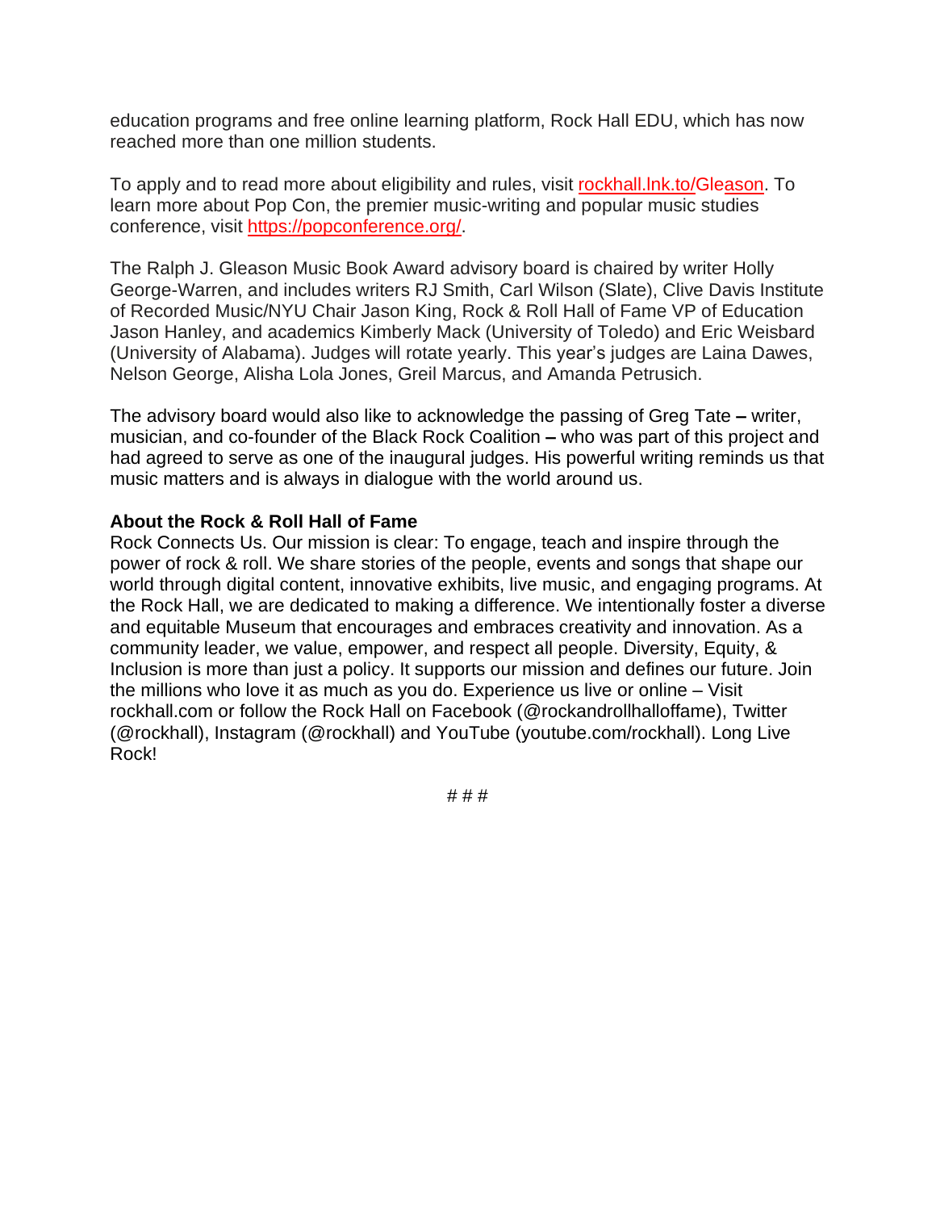education programs and free online learning platform, Rock Hall EDU, which has now reached more than one million students.

To apply and to read more about eligibility and rules, visit rockhall.lnk.to/Gleason. To learn more about Pop Con, the premier music-writing and popular music studies conference, visit https://popconference.org/.

The Ralph J. Gleason Music Book Award advisory board is chaired by writer Holly George-Warren, and includes writers RJ Smith, Carl Wilson (Slate), Clive Davis Institute of Recorded Music/NYU Chair Jason King, Rock & Roll Hall of Fame VP of Education Jason Hanley, and academics Kimberly Mack (University of Toledo) and Eric Weisbard (University of Alabama). Judges will rotate yearly. This year's judges are Laina Dawes, Nelson George, Alisha Lola Jones, Greil Marcus, and Amanda Petrusich.

The advisory board would also like to acknowledge the passing of Greg Tate **–** writer, musician, and co-founder of the Black Rock Coalition **–** who was part of this project and had agreed to serve as one of the inaugural judges. His powerful writing reminds us that music matters and is always in dialogue with the world around us.

**About the Rock & Roll Hall of Fame**
Rock Connects Us. Our mission is clear: To engage, teach and inspire through the power of rock & roll. We share stories of the people, events and songs that shape our world through digital content, innovative exhibits, live music, and engaging programs. At the Rock Hall, we are dedicated to making a difference. We intentionally foster a diverse and equitable Museum that encourages and embraces creativity and innovation. As a community leader, we value, empower, and respect all people. Diversity, Equity, & Inclusion is more than just a policy. It supports our mission and defines our future. Join the millions who love it as much as you do. Experience us live or online – Visit rockhall.com or follow the Rock Hall on Facebook (@rockandrollhalloffame), Twitter (@rockhall), Instagram (@rockhall) and YouTube (youtube.com/rockhall). Long Live Rock!

# # #